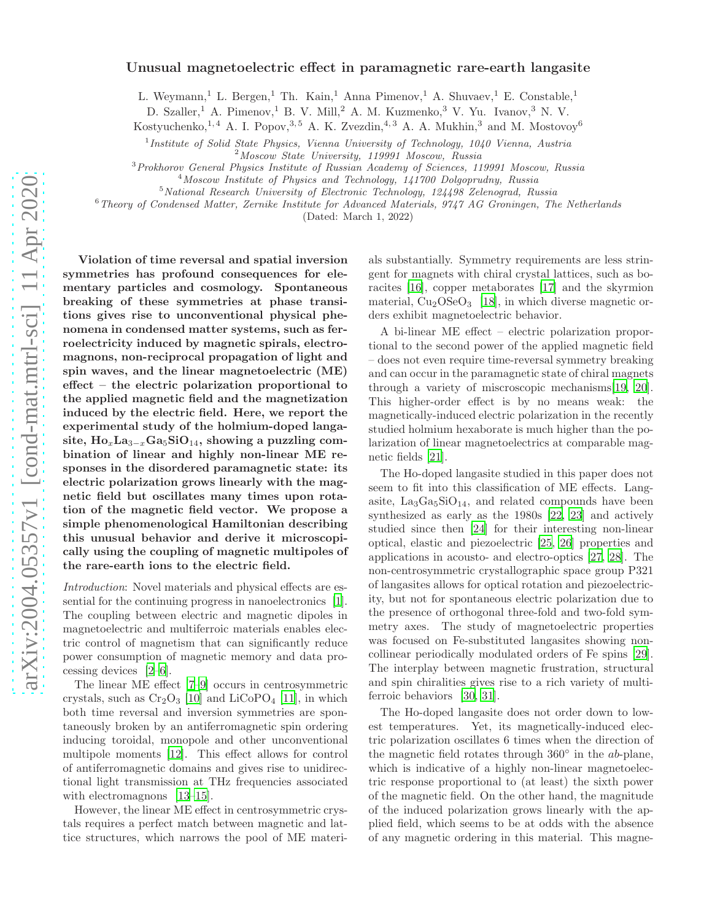# Unusual magnetoelectric effect in paramagnetic rare-earth langasite

L. Weymann,[1] L. Bergen,[1] Th. Kain,[1] Anna Pimenov,[1] A. Shuvaev,[1] E. Constable,[1] D. Szaller,[1] A. Pimenov,[1] B. V. Mill,[2] A. M. Kuzmenko,[3] V. Yu. Ivanov,[3] N. V. Kostyuchenko,[1,4] A. I. Popov,[3,5] A. K. Zvezdin,[4,3] A. A. Mukhin,[3] and M. Mostovoy[6]

[1] *Institute of Solid State Physics, Vienna University of Technology, 1040 Vienna, Austria*
[2] *Moscow State University, 119991 Moscow, Russia*
[3] *Prokhorov General Physics Institute of Russian Academy of Sciences, 119991 Moscow, Russia*
[4] *Moscow Institute of Physics and Technology, 141700 Dolgoprudny, Russia*
[5] *National Research University of Electronic Technology, 124498 Zelenograd, Russia*
[6] *Theory of Condensed Matter, Zernike Institute for Advanced Materials, 9747 AG Groningen, The Netherlands*

(Dated: March 1, 2022)

**Violation of time reversal and spatial inversion symmetries has profound consequences for elementary particles and cosmology. Spontaneous breaking of these symmetries at phase transitions gives rise to unconventional physical phenomena in condensed matter systems, such as ferroelectricity induced by magnetic spirals, electromagnons, non-reciprocal propagation of light and spin waves, and the linear magnetoelectric (ME) effect – the electric polarization proportional to the applied magnetic field and the magnetization induced by the electric field. Here, we report the experimental study of the holmium-doped langasite, $Ho_xLa_{3-x}Ga_5SiO_{14}$, showing a puzzling combination of linear and highly non-linear ME responses in the disordered paramagnetic state: its electric polarization grows linearly with the magnetic field but oscillates many times upon rotation of the magnetic field vector. We propose a simple phenomenological Hamiltonian describing this unusual behavior and derive it microscopically using the coupling of magnetic multipoles of the rare-earth ions to the electric field.**

*Introduction*: Novel materials and physical effects are essential for the continuing progress in nanoelectronics [1]. The coupling between electric and magnetic dipoles in magnetoelectric and multiferroic materials enables electric control of magnetism that can significantly reduce power consumption of magnetic memory and data processing devices [2–6].

The linear ME effect [7–9] occurs in centrosymmetric crystals, such as $Cr_2O_3$ [10] and $LiCoPO_4$ [11], in which both time reversal and inversion symmetries are spontaneously broken by an antiferromagnetic spin ordering inducing toroidal, monopole and other unconventional multipole moments [12]. This effect allows for control of antiferromagnetic domains and gives rise to unidirectional light transmission at THz frequencies associated with electromagnons [13–15].

However, the linear ME effect in centrosymmetric crystals requires a perfect match between magnetic and lattice structures, which narrows the pool of ME materials substantially. Symmetry requirements are less stringent for magnets with chiral crystal lattices, such as boracites [16], copper metaborates [17] and the skyrmion material, $Cu_2OSeO_3$ [18], in which diverse magnetic orders exhibit magnetoelectric behavior.

A bi-linear ME effect – electric polarization proportional to the second power of the applied magnetic field – does not even require time-reversal symmetry breaking and can occur in the paramagnetic state of chiral magnets through a variety of miscroscopic mechanisms[19, 20]. This higher-order effect is by no means weak: the magnetically-induced electric polarization in the recently studied holmium hexaborate is much higher than the polarization of linear magnetoelectrics at comparable magnetic fields [21].

The Ho-doped langasite studied in this paper does not seem to fit into this classification of ME effects. Langasite, $La_3Ga_5SiO_{14}$, and related compounds have been synthesized as early as the 1980s [22, 23] and actively studied since then [24] for their interesting non-linear optical, elastic and piezoelectric [25, 26] properties and applications in acousto- and electro-optics [27, 28]. The non-centrosymmetric crystallographic space group P321 of langasites allows for optical rotation and piezoelectricity, but not for spontaneous electric polarization due to the presence of orthogonal three-fold and two-fold symmetry axes. The study of magnetoelectric properties was focused on Fe-substituted langasites showing noncollinear periodically modulated orders of Fe spins [29]. The interplay between magnetic frustration, structural and spin chiralities gives rise to a rich variety of multiferroic behaviors [30, 31].

The Ho-doped langasite does not order down to lowest temperatures. Yet, its magnetically-induced electric polarization oscillates 6 times when the direction of the magnetic field rotates through 360° in the *ab*-plane, which is indicative of a highly non-linear magnetoelectric response proportional to (at least) the sixth power of the magnetic field. On the other hand, the magnitude of the induced polarization grows linearly with the applied field, which seems to be at odds with the absence of any magnetic ordering in this material. This magne-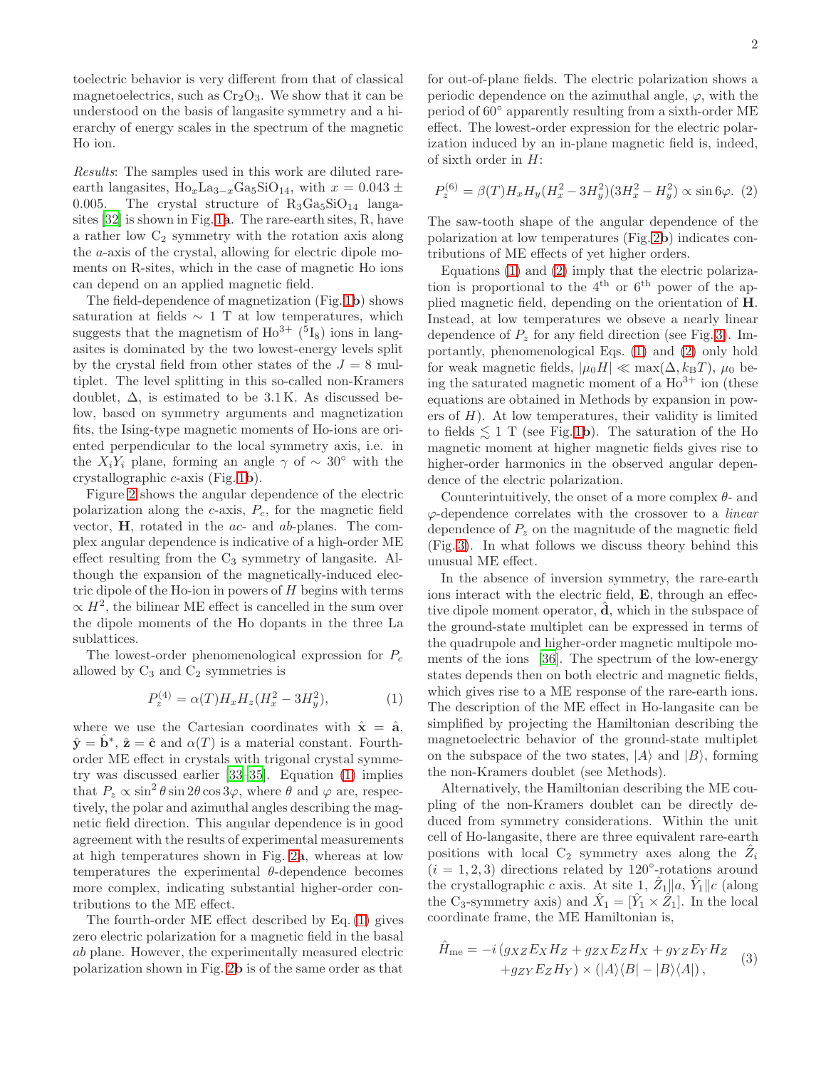toelectric behavior is very different from that of classical magnetoelectrics, such as $Cr_2O_3$. We show that it can be understood on the basis of langasite symmetry and a hierarchy of energy scales in the spectrum of the magnetic Ho ion.

*Results*: The samples used in this work are diluted rare-earth langasites, $Ho_xLa_{3-x}Ga_5SiO_{14}$, with $x = 0.043 \pm 0.005$. The crystal structure of $R_3Ga_5SiO_{14}$ langasites [32] is shown in Fig. 1**a**. The rare-earth sites, R, have a rather low $C_2$ symmetry with the rotation axis along the $a$-axis of the crystal, allowing for electric dipole moments on R-sites, which in the case of magnetic Ho ions can depend on an applied magnetic field.

The field-dependence of magnetization (Fig. 1**b**) shows saturation at fields $\sim 1$ T at low temperatures, which suggests that the magnetism of $Ho^{3+}$ ($^5I_8$) ions in langasites is dominated by the two lowest-energy levels split by the crystal field from other states of the $J = 8$ multiplet. The level splitting in this so-called non-Kramers doublet, $\Delta$, is estimated to be 3.1 K. As discussed below, based on symmetry arguments and magnetization fits, the Ising-type magnetic moments of Ho-ions are oriented perpendicular to the local symmetry axis, i.e. in the $X_iY_i$ plane, forming an angle $\gamma$ of $\sim 30°$ with the crystallographic $c$-axis (Fig. 1**b**).

Figure 2 shows the angular dependence of the electric polarization along the $c$-axis, $P_c$, for the magnetic field vector, $\mathbf{H}$, rotated in the $ac$- and $ab$-planes. The complex angular dependence is indicative of a high-order ME effect resulting from the $C_3$ symmetry of langasite. Although the expansion of the magnetically-induced electric dipole of the Ho-ion in powers of $H$ begins with terms $\propto H^2$, the bilinear ME effect is cancelled in the sum over the dipole moments of the Ho dopants in the three La sublattices.

The lowest-order phenomenological expression for $P_c$ allowed by $C_3$ and $C_2$ symmetries is

$$P_z^{(4)} = \alpha(T) H_x H_z (H_x^2 - 3H_y^2), \tag{1}$$

where we use the Cartesian coordinates with $\hat{\mathbf{x}} = \hat{\mathbf{a}}$, $\hat{\mathbf{y}} = \hat{\mathbf{b}}^*$, $\hat{\mathbf{z}} = \hat{\mathbf{c}}$ and $\alpha(T)$ is a material constant. Fourth-order ME effect in crystals with trigonal crystal symmetry was discussed earlier [33–35]. Equation (1) implies that $P_z \propto \sin^2\theta \sin 2\theta \cos 3\varphi$, where $\theta$ and $\varphi$ are, respectively, the polar and azimuthal angles describing the magnetic field direction. This angular dependence is in good agreement with the results of experimental measurements at high temperatures shown in Fig. 2**a**, whereas at low temperatures the experimental $\theta$-dependence becomes more complex, indicating substantial higher-order contributions to the ME effect.

The fourth-order ME effect described by Eq. (1) gives zero electric polarization for a magnetic field in the basal $ab$ plane. However, the experimentally measured electric polarization shown in Fig. 2**b** is of the same order as that for out-of-plane fields. The electric polarization shows a periodic dependence on the azimuthal angle, $\varphi$, with the period of 60° apparently resulting from a sixth-order ME effect. The lowest-order expression for the electric polarization induced by an in-plane magnetic field is, indeed, of sixth order in $H$:

$$P_z^{(6)} = \beta(T) H_x H_y (H_x^2 - 3H_y^2)(3H_x^2 - H_y^2) \propto \sin 6\varphi. \tag{2}$$

The saw-tooth shape of the angular dependence of the polarization at low temperatures (Fig. 2**b**) indicates contributions of ME effects of yet higher orders.

Equations (1) and (2) imply that the electric polarization is proportional to the 4$^{\text{th}}$ or 6$^{\text{th}}$ power of the applied magnetic field, depending on the orientation of $\mathbf{H}$. Instead, at low temperatures we obseve a nearly linear dependence of $P_z$ for any field direction (see Fig. 3). Importantly, phenomenological Eqs. (1) and (2) only hold for weak magnetic fields, $|\mu_0 H| \ll \max(\Delta, k_B T)$, $\mu_0$ being the saturated magnetic moment of a $Ho^{3+}$ ion (these equations are obtained in Methods by expansion in powers of $H$). At low temperatures, their validity is limited to fields $\lesssim 1$ T (see Fig. 1**b**). The saturation of the Ho magnetic moment at higher magnetic fields gives rise to higher-order harmonics in the observed angular dependence of the electric polarization.

Counterintuitively, the onset of a more complex $\theta$- and $\varphi$-dependence correlates with the crossover to a *linear* dependence of $P_z$ on the magnitude of the magnetic field (Fig. 3). In what follows we discuss theory behind this unusual ME effect.

In the absence of inversion symmetry, the rare-earth ions interact with the electric field, $\mathbf{E}$, through an effective dipole moment operator, $\hat{\mathbf{d}}$, which in the subspace of the ground-state multiplet can be expressed in terms of the quadrupole and higher-order magnetic multipole moments of the ions [36]. The spectrum of the low-energy states depends then on both electric and magnetic fields, which gives rise to a ME response of the rare-earth ions. The description of the ME effect in Ho-langasite can be simplified by projecting the Hamiltonian describing the magnetoelectric behavior of the ground-state multiplet on the subspace of the two states, $|A\rangle$ and $|B\rangle$, forming the non-Kramers doublet (see Methods).

Alternatively, the Hamiltonian describing the ME coupling of the non-Kramers doublet can be directly deduced from symmetry considerations. Within the unit cell of Ho-langasite, there are three equivalent rare-earth positions with local $C_2$ symmetry axes along the $\hat{Z}_i$ ($i = 1, 2, 3$) directions related by 120°-rotations around the crystallographic $c$ axis. At site 1, $\hat{Z}_1 \| a$, $\hat{Y}_1 \| c$ (along the $C_3$-symmetry axis) and $\hat{X}_1 = [\hat{Y}_1 \times \hat{Z}_1]$. In the local coordinate frame, the ME Hamiltonian is,

$$\hat{H}_{\text{me}} = -i\,(g_{XZ} E_X H_Z + g_{ZX} E_Z H_X + g_{YZ} E_Y H_Z + g_{ZY} E_Z H_Y) \times (|A\rangle\langle B| - |B\rangle\langle A|)\,, \tag{3}$$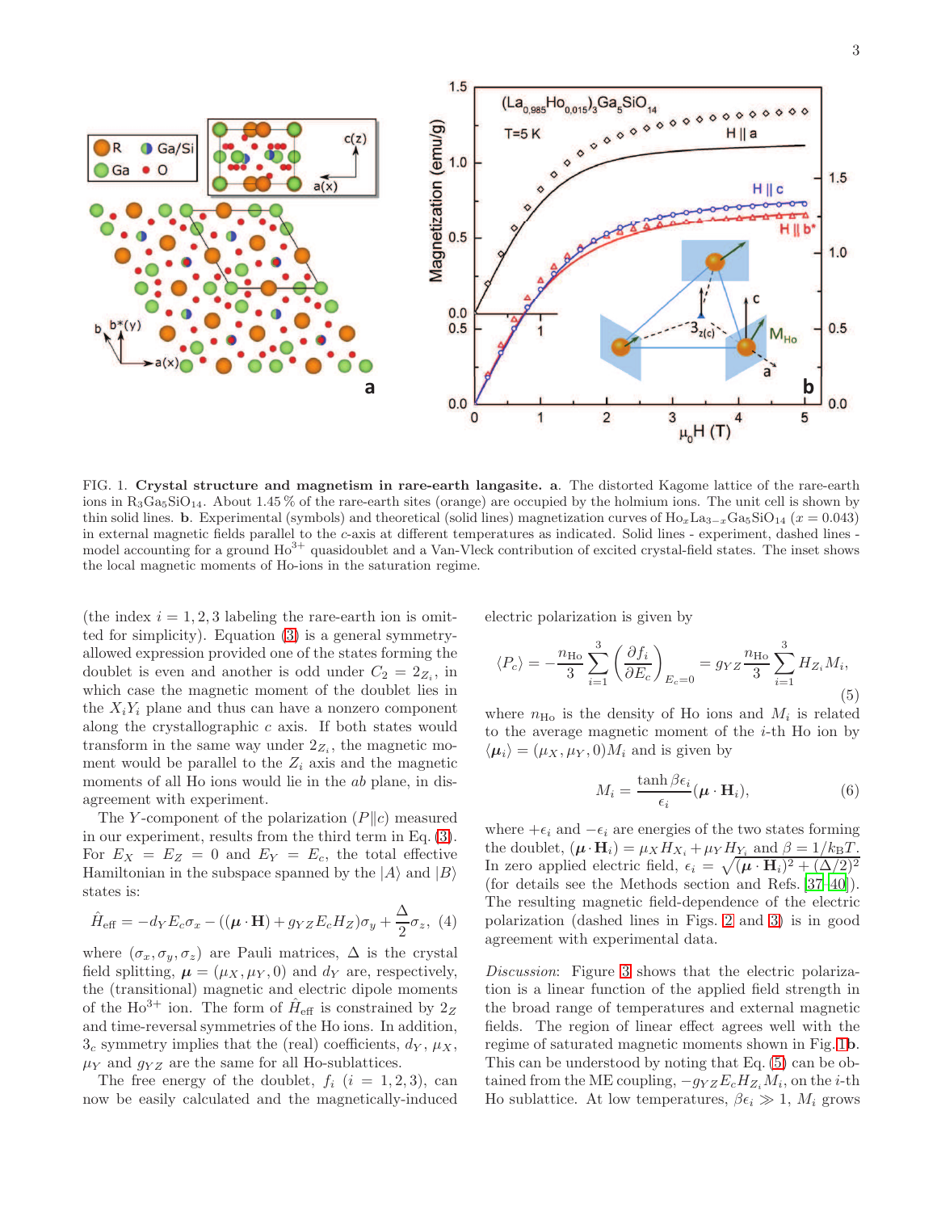FIG. 1. **Crystal structure and magnetism in rare-earth langasite.** **a**. The distorted Kagome lattice of the rare-earth ions in $R_3Ga_5SiO_{14}$. About 1.45 % of the rare-earth sites (orange) are occupied by the holmium ions. The unit cell is shown by thin solid lines. **b**. Experimental (symbols) and theoretical (solid lines) magnetization curves of $Ho_xLa_{3-x}Ga_5SiO_{14}$ ($x = 0.043$) in external magnetic fields parallel to the $c$-axis at different temperatures as indicated. Solid lines - experiment, dashed lines - model accounting for a ground $Ho^{3+}$ quasidoublet and a Van-Vleck contribution of excited crystal-field states. The inset shows the local magnetic moments of Ho-ions in the saturation regime.

(the index $i = 1, 2, 3$ labeling the rare-earth ion is omitted for simplicity). Equation (3) is a general symmetry-allowed expression provided one of the states forming the doublet is even and another is odd under $C_2 = 2_{Z_i}$, in which case the magnetic moment of the doublet lies in the $X_iY_i$ plane and thus can have a nonzero component along the crystallographic $c$ axis. If both states would transform in the same way under $2_{Z_i}$, the magnetic moment would be parallel to the $Z_i$ axis and the magnetic moments of all Ho ions would lie in the $ab$ plane, in disagreement with experiment.

The $Y$-component of the polarization ($P \| c$) measured in our experiment, results from the third term in Eq. (3). For $E_X = E_Z = 0$ and $E_Y = E_c$, the total effective Hamiltonian in the subspace spanned by the $|A\rangle$ and $|B\rangle$ states is:

$$\hat{H}_{\rm eff} = -d_Y E_c \sigma_x - ((\boldsymbol{\mu} \cdot \mathbf{H}) + g_{YZ} E_c H_Z)\sigma_y + \frac{\Delta}{2}\sigma_z, \quad (4)$$

where $(\sigma_x, \sigma_y, \sigma_z)$ are Pauli matrices, $\Delta$ is the crystal field splitting, $\boldsymbol{\mu} = (\mu_X, \mu_Y, 0)$ and $d_Y$ are, respectively, the (transitional) magnetic and electric dipole moments of the $Ho^{3+}$ ion. The form of $\hat{H}_{\rm eff}$ is constrained by $2_Z$ and time-reversal symmetries of the Ho ions. In addition, $3_c$ symmetry implies that the (real) coefficients, $d_Y$, $\mu_X$, $\mu_Y$ and $g_{YZ}$ are the same for all Ho-sublattices.

The free energy of the doublet, $f_i$ ($i = 1, 2, 3$), can now be easily calculated and the magnetically-induced electric polarization is given by

$$\langle P_c \rangle = -\frac{n_{\rm Ho}}{3}\sum_{i=1}^{3}\left(\frac{\partial f_i}{\partial E_c}\right)_{E_c = 0} = g_{YZ}\frac{n_{\rm Ho}}{3}\sum_{i=1}^{3} H_{Z_i} M_i, \quad (5)$$

where $n_{\rm Ho}$ is the density of Ho ions and $M_i$ is related to the average magnetic moment of the $i$-th Ho ion by $\langle \boldsymbol{\mu}_i \rangle = (\mu_X, \mu_Y, 0) M_i$ and is given by

$$M_i = \frac{\tanh \beta\epsilon_i}{\epsilon_i}(\boldsymbol{\mu} \cdot \mathbf{H}_i), \quad (6)$$

where $+\epsilon_i$ and $-\epsilon_i$ are energies of the two states forming the doublet, $(\boldsymbol{\mu} \cdot \mathbf{H}_i) = \mu_X H_{X_i} + \mu_Y H_{Y_i}$ and $\beta = 1/k_BT$. In zero applied electric field, $\epsilon_i = \sqrt{(\boldsymbol{\mu} \cdot \mathbf{H}_i)^2 + (\Delta/2)^2}$ (for details see the Methods section and Refs. [37–40]). The resulting magnetic field-dependence of the electric polarization (dashed lines in Figs. 2 and 3) is in good agreement with experimental data.

*Discussion*: Figure 3 shows that the electric polarization is a linear function of the applied field strength in the broad range of temperatures and external magnetic fields. The region of linear effect agrees well with the regime of saturated magnetic moments shown in Fig. 1**b**. This can be understood by noting that Eq. (5) can be obtained from the ME coupling, $-g_{YZ}E_c H_{Z_i} M_i$, on the $i$-th Ho sublattice. At low temperatures, $\beta\epsilon_i \gg 1$, $M_i$ grows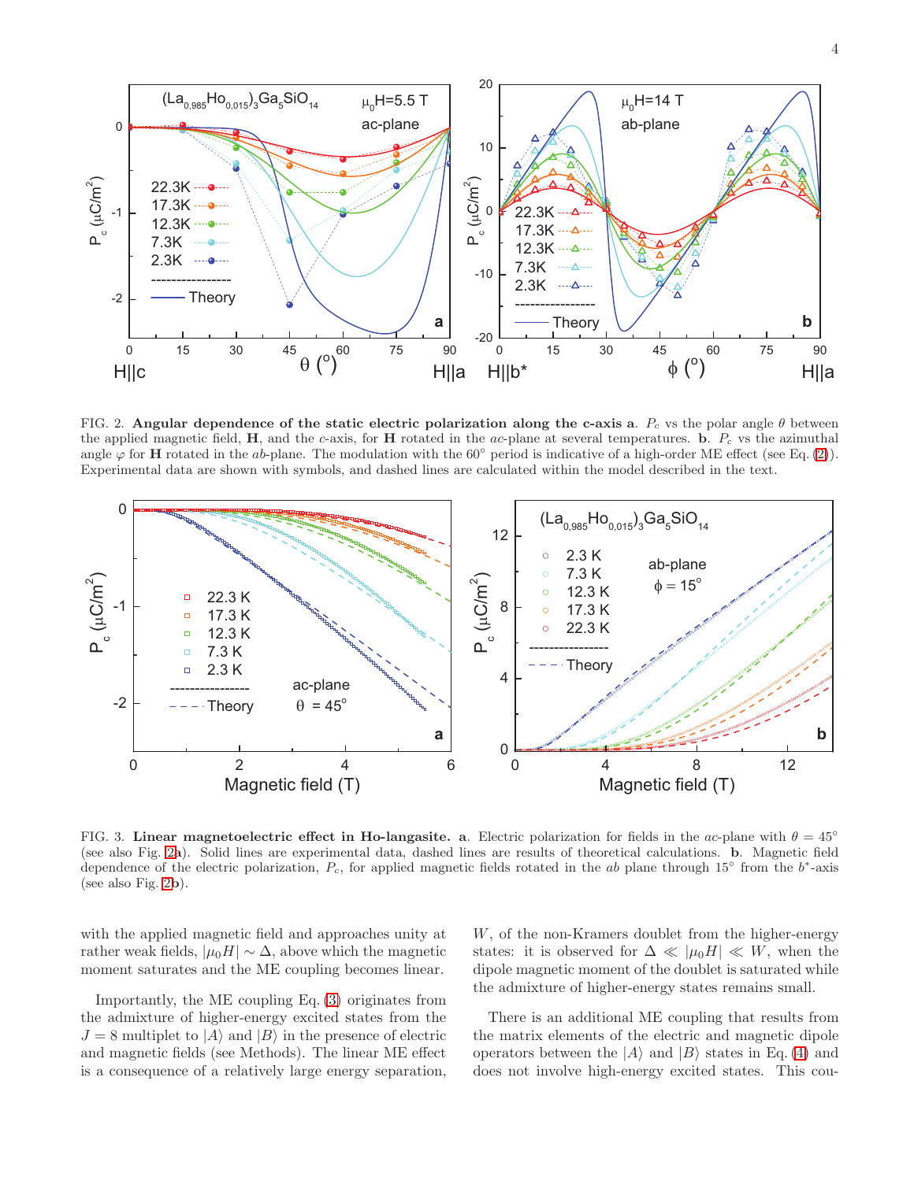FIG. 2. **Angular dependence of the static electric polarization along the c-axis a**. $P_c$ vs the polar angle $\theta$ between the applied magnetic field, **H**, and the $c$-axis, for **H** rotated in the $ac$-plane at several temperatures. **b**. $P_c$ vs the azimuthal angle $\varphi$ for **H** rotated in the $ab$-plane. The modulation with the 60° period is indicative of a high-order ME effect (see Eq. (2)). Experimental data are shown with symbols, and dashed lines are calculated within the model described in the text.

FIG. 3. **Linear magnetoelectric effect in Ho-langasite. a**. Electric polarization for fields in the $ac$-plane with $\theta = 45°$ (see also Fig. 2a). Solid lines are experimental data, dashed lines are results of theoretical calculations. **b**. Magnetic field dependence of the electric polarization, $P_c$, for applied magnetic fields rotated in the $ab$ plane through 15° from the $b^*$-axis (see also Fig. 2b).

with the applied magnetic field and approaches unity at rather weak fields, $|\mu_0 H| \sim \Delta$, above which the magnetic moment saturates and the ME coupling becomes linear.

Importantly, the ME coupling Eq. (3) originates from the admixture of higher-energy excited states from the $J = 8$ multiplet to $|A\rangle$ and $|B\rangle$ in the presence of electric and magnetic fields (see Methods). The linear ME effect is a consequence of a relatively large energy separation, $W$, of the non-Kramers doublet from the higher-energy states: it is observed for $\Delta \ll |\mu_0 H| \ll W$, when the dipole magnetic moment of the doublet is saturated while the admixture of higher-energy states remains small.

There is an additional ME coupling that results from the matrix elements of the electric and magnetic dipole operators between the $|A\rangle$ and $|B\rangle$ states in Eq. (4) and does not involve high-energy excited states. This cou-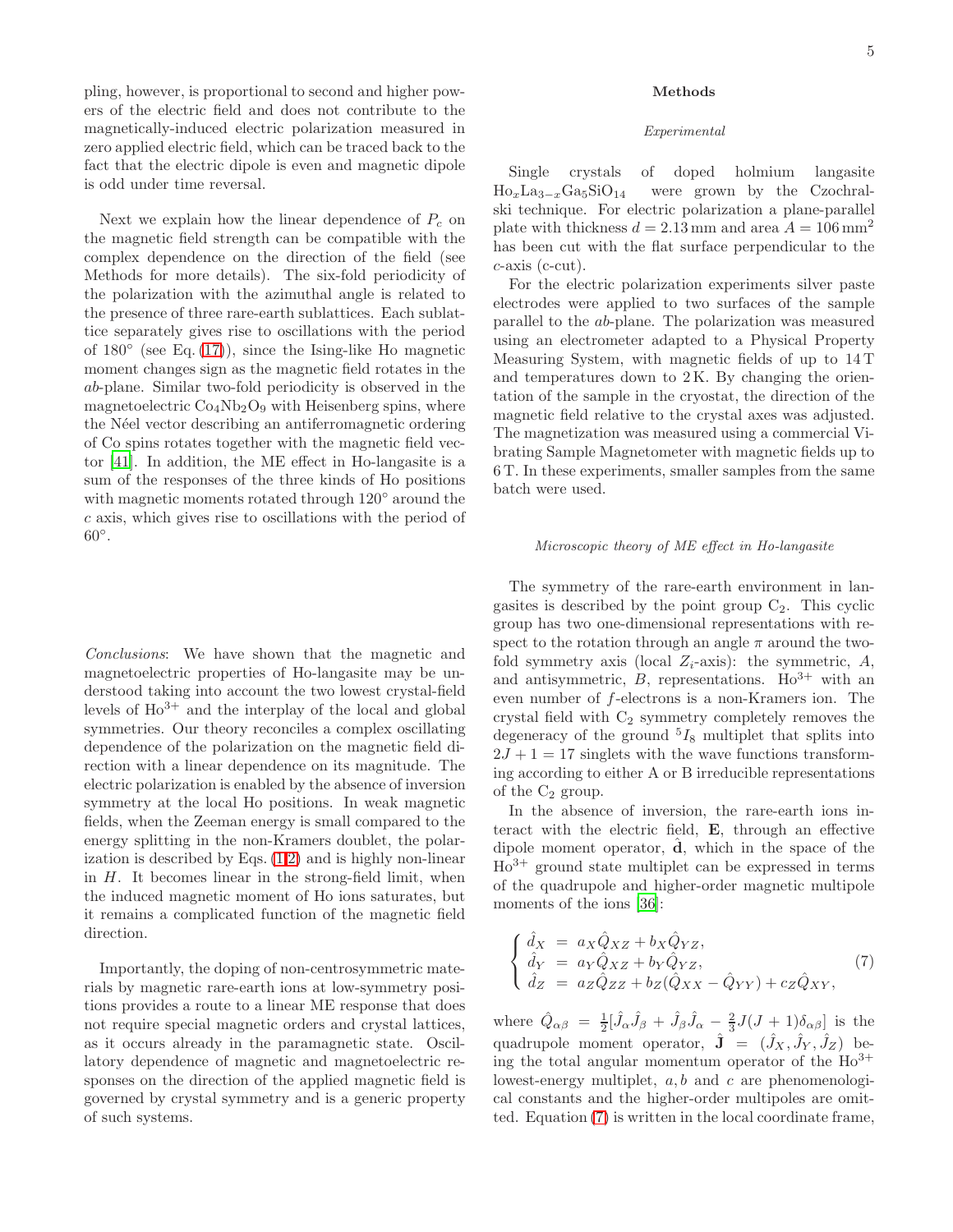pling, however, is proportional to second and higher powers of the electric field and does not contribute to the magnetically-induced electric polarization measured in zero applied electric field, which can be traced back to the fact that the electric dipole is even and magnetic dipole is odd under time reversal.

Next we explain how the linear dependence of $P_c$ on the magnetic field strength can be compatible with the complex dependence on the direction of the field (see Methods for more details). The six-fold periodicity of the polarization with the azimuthal angle is related to the presence of three rare-earth sublattices. Each sublattice separately gives rise to oscillations with the period of 180° (see Eq. (17)), since the Ising-like Ho magnetic moment changes sign as the magnetic field rotates in the $ab$-plane. Similar two-fold periodicity is observed in the magnetoelectric $Co_4Nb_2O_9$ with Heisenberg spins, where the Néel vector describing an antiferromagnetic ordering of Co spins rotates together with the magnetic field vector [41]. In addition, the ME effect in Ho-langasite is a sum of the responses of the three kinds of Ho positions with magnetic moments rotated through 120° around the $c$ axis, which gives rise to oscillations with the period of 60°.

*Conclusions*: We have shown that the magnetic and magnetoelectric properties of Ho-langasite may be understood taking into account the two lowest crystal-field levels of $Ho^{3+}$ and the interplay of the local and global symmetries. Our theory reconciles a complex oscillating dependence of the polarization on the magnetic field direction with a linear dependence on its magnitude. The electric polarization is enabled by the absence of inversion symmetry at the local Ho positions. In weak magnetic fields, when the Zeeman energy is small compared to the energy splitting in the non-Kramers doublet, the polarization is described by Eqs. (1,2) and is highly non-linear in $H$. It becomes linear in the strong-field limit, when the induced magnetic moment of Ho ions saturates, but it remains a complicated function of the magnetic field direction.

Importantly, the doping of non-centrosymmetric materials by magnetic rare-earth ions at low-symmetry positions provides a route to a linear ME response that does not require special magnetic orders and crystal lattices, as it occurs already in the paramagnetic state. Oscillatory dependence of magnetic and magnetoelectric responses on the direction of the applied magnetic field is governed by crystal symmetry and is a generic property of such systems.

## Methods

### *Experimental*

Single crystals of doped holmium langasite $Ho_xLa_{3-x}Ga_5SiO_{14}$ were grown by the Czochralski technique. For electric polarization a plane-parallel plate with thickness $d = 2.13$ mm and area $A = 106$ mm$^2$ has been cut with the flat surface perpendicular to the $c$-axis (c-cut).

For the electric polarization experiments silver paste electrodes were applied to two surfaces of the sample parallel to the $ab$-plane. The polarization was measured using an electrometer adapted to a Physical Property Measuring System, with magnetic fields of up to 14 T and temperatures down to 2 K. By changing the orientation of the sample in the cryostat, the direction of the magnetic field relative to the crystal axes was adjusted. The magnetization was measured using a commercial Vibrating Sample Magnetometer with magnetic fields up to 6 T. In these experiments, smaller samples from the same batch were used.

### *Microscopic theory of ME effect in Ho-langasite*

The symmetry of the rare-earth environment in langasites is described by the point group $C_2$. This cyclic group has two one-dimensional representations with respect to the rotation through an angle $\pi$ around the two-fold symmetry axis (local $Z_i$-axis): the symmetric, $A$, and antisymmetric, $B$, representations. $Ho^{3+}$ with an even number of $f$-electrons is a non-Kramers ion. The crystal field with $C_2$ symmetry completely removes the degeneracy of the ground $^5I_8$ multiplet that splits into $2J + 1 = 17$ singlets with the wave functions transforming according to either A or B irreducible representations of the $C_2$ group.

In the absence of inversion, the rare-earth ions interact with the electric field, $\mathbf{E}$, through an effective dipole moment operator, $\hat{\mathbf{d}}$, which in the space of the $Ho^{3+}$ ground state multiplet can be expressed in terms of the quadrupole and higher-order magnetic multipole moments of the ions [36]:

$$
\begin{cases}
\hat{d}_X = a_X \hat{Q}_{XZ} + b_X \hat{Q}_{YZ}, \\
\hat{d}_Y = a_Y \hat{Q}_{XZ} + b_Y \hat{Q}_{YZ}, \\
\hat{d}_Z = a_Z \hat{Q}_{ZZ} + b_Z (\hat{Q}_{XX} - \hat{Q}_{YY}) + c_Z \hat{Q}_{XY},
\end{cases}
\tag{7}
$$

where $\hat{Q}_{\alpha\beta} = \frac{1}{2}[\hat{J}_\alpha \hat{J}_\beta + \hat{J}_\beta \hat{J}_\alpha - \frac{2}{3}J(J+1)\delta_{\alpha\beta}]$ is the quadrupole moment operator, $\hat{\mathbf{J}} = (\hat{J}_X, \hat{J}_Y, \hat{J}_Z)$ being the total angular momentum operator of the $Ho^{3+}$ lowest-energy multiplet, $a, b$ and $c$ are phenomenological constants and the higher-order multipoles are omitted. Equation (7) is written in the local coordinate frame,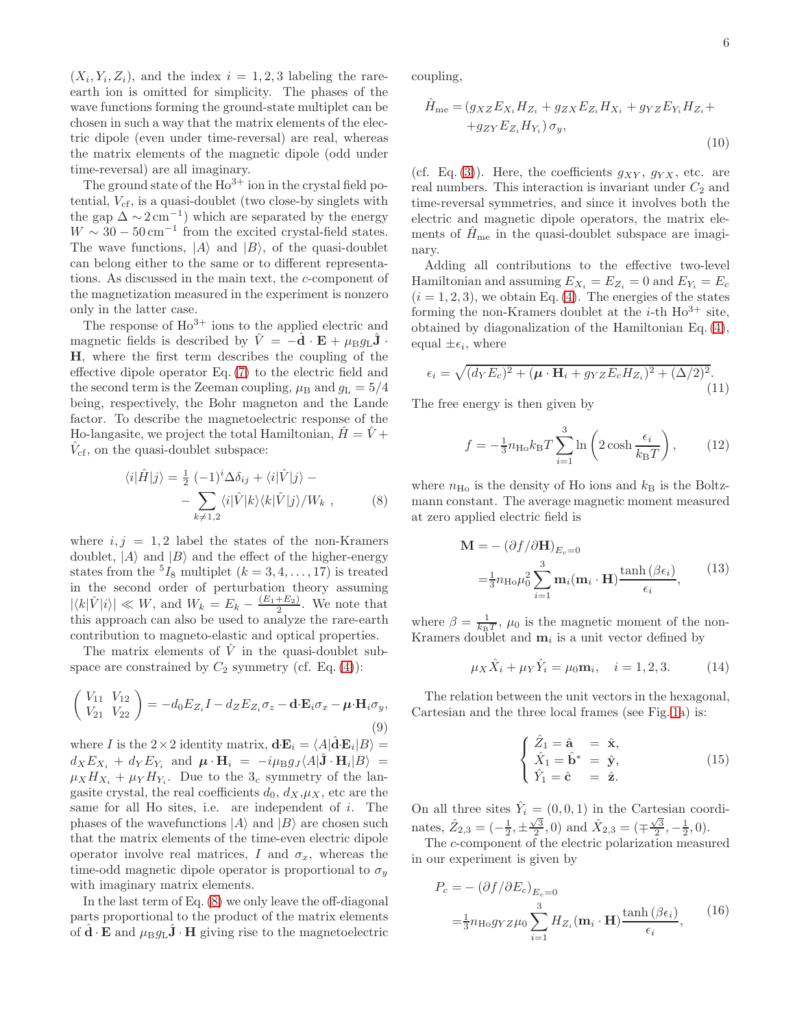$(X_i, Y_i, Z_i)$, and the index $i = 1, 2, 3$ labeling the rare-earth ion is omitted for simplicity. The phases of the wave functions forming the ground-state multiplet can be chosen in such a way that the matrix elements of the electric dipole (even under time-reversal) are real, whereas the matrix elements of the magnetic dipole (odd under time-reversal) are all imaginary.

The ground state of the $Ho^{3+}$ ion in the crystal field potential, $V_{\rm cf}$, is a quasi-doublet (two close-by singlets with the gap $\Delta \sim 2\,{\rm cm}^{-1}$) which are separated by the energy $W \sim 30-50\,{\rm cm}^{-1}$ from the excited crystal-field states. The wave functions, $|A\rangle$ and $|B\rangle$, of the quasi-doublet can belong either to the same or to different representations. As discussed in the main text, the $c$-component of the magnetization measured in the experiment is nonzero only in the latter case.

The response of $Ho^{3+}$ ions to the applied electric and magnetic fields is described by $\hat{V} = -\hat{\mathbf{d}} \cdot \mathbf{E} + \mu_{\rm B} g_{\rm L} \hat{\mathbf{J}} \cdot \mathbf{H}$, where the first term describes the coupling of the effective dipole operator Eq. (7) to the electric field and the second term is the Zeeman coupling, $\mu_{\rm B}$ and $g_{\rm L} = 5/4$ being, respectively, the Bohr magneton and the Lande factor. To describe the magnetoelectric response of the Ho-langasite, we project the total Hamiltonian, $\hat{H} = \hat{V} + \hat{V}_{\rm cf}$, on the quasi-doublet subspace:

$$
\begin{aligned}
\langle i|\hat{H}|j\rangle = \tfrac{1}{2}\,(-1)^i \Delta \delta_{ij} + \langle i|\hat{V}|j\rangle - \\
- \sum_{k\neq 1,2} \langle i|\hat{V}|k\rangle\langle k|\hat{V}|j\rangle / W_k \;,
\end{aligned}
\tag{8}
$$

where $i, j = 1, 2$ label the states of the non-Kramers doublet, $|A\rangle$ and $|B\rangle$ and the effect of the higher-energy states from the $^5I_8$ multiplet ($k = 3, 4, \ldots, 17$) is treated in the second order of perturbation theory assuming $|\langle k|\hat{V}|i\rangle| \ll W$, and $W_k = E_k - \frac{(E_1+E_2)}{2}$. We note that this approach can also be used to analyze the rare-earth contribution to magneto-elastic and optical properties.

The matrix elements of $\hat{V}$ in the quasi-doublet subspace are constrained by $C_2$ symmetry (cf. Eq. (4)):

$$
\begin{pmatrix} V_{11} & V_{12} \\ V_{21} & V_{22} \end{pmatrix} = -d_0 E_{Z_i} I - d_Z E_{Z_i} \sigma_z - \mathbf{d}\cdot\mathbf{E}_i \sigma_x - \boldsymbol{\mu}\cdot\mathbf{H}_i \sigma_y,
\tag{9}
$$

where $I$ is the $2\times 2$ identity matrix, $\mathbf{d}\cdot\mathbf{E}_i = \langle A|\hat{\mathbf{d}}\cdot\mathbf{E}_i|B\rangle = d_X E_{X_i} + d_Y E_{Y_i}$ and $\boldsymbol{\mu}\cdot\mathbf{H}_i = -i\mu_{\rm B} g_J \langle A|\hat{\mathbf{J}}\cdot\mathbf{H}_i|B\rangle = \mu_X H_{X_i} + \mu_Y H_{Y_i}$. Due to the $3_c$ symmetry of the langasite crystal, the real coefficients $d_0$, $d_X$,$\mu_X$, etc are the same for all Ho sites, i.e. are independent of $i$. The phases of the wavefunctions $|A\rangle$ and $|B\rangle$ are chosen such that the matrix elements of the time-even electric dipole operator involve real matrices, $I$ and $\sigma_x$, whereas the time-odd magnetic dipole operator is proportional to $\sigma_y$ with imaginary matrix elements.

In the last term of Eq. (8) we only leave the off-diagonal parts proportional to the product of the matrix elements of $\hat{\mathbf{d}}\cdot\mathbf{E}$ and $\mu_{\rm B} g_{\rm L} \hat{\mathbf{J}}\cdot\mathbf{H}$ giving rise to the magnetoelectric coupling,

$$
\begin{aligned}
\hat{H}_{\rm me} = (g_{XZ} E_{X_i} H_{Z_i} + g_{ZX} E_{Z_i} H_{X_i} + g_{YZ} E_{Y_i} H_{Z_i} + \\
+ g_{ZY} E_{Z_i} H_{Y_i})\, \sigma_y,
\end{aligned}
\tag{10}
$$

(cf. Eq. (3)). Here, the coefficients $g_{XY}$, $g_{YX}$, etc. are real numbers. This interaction is invariant under $C_2$ and time-reversal symmetries, and since it involves both the electric and magnetic dipole operators, the matrix elements of $\hat{H}_{\rm me}$ in the quasi-doublet subspace are imaginary.

Adding all contributions to the effective two-level Hamiltonian and assuming $E_{X_i} = E_{Z_i} = 0$ and $E_{Y_i} = E_c$ ($i = 1, 2, 3$), we obtain Eq. (4). The energies of the states forming the non-Kramers doublet at the $i$-th $Ho^{3+}$ site, obtained by diagonalization of the Hamiltonian Eq. (4), equal $\pm\epsilon_i$, where

$$
\epsilon_i = \sqrt{(d_Y E_c)^2 + (\boldsymbol{\mu}\cdot\mathbf{H}_i + g_{YZ} E_c H_{Z_i})^2 + (\Delta/2)^2}.
\tag{11}
$$

The free energy is then given by

$$
f = -\tfrac{1}{3} n_{\rm Ho} k_{\rm B} T \sum_{i=1}^{3} \ln\left(2\cosh\frac{\epsilon_i}{k_{\rm B}T}\right),
\tag{12}
$$

where $n_{\rm Ho}$ is the density of Ho ions and $k_{\rm B}$ is the Boltzmann constant. The average magnetic moment measured at zero applied electric field is

$$
\begin{aligned}
\mathbf{M} &= -\left(\partial f/\partial \mathbf{H}\right)_{E_c=0} \\
&= \tfrac{1}{3} n_{\rm Ho} \mu_0^2 \sum_{i=1}^{3} \mathbf{m}_i (\mathbf{m}_i\cdot\mathbf{H}) \frac{\tanh(\beta\epsilon_i)}{\epsilon_i},
\end{aligned}
\tag{13}
$$

where $\beta = \frac{1}{k_{\rm B}T}$, $\mu_0$ is the magnetic moment of the non-Kramers doublet and $\mathbf{m}_i$ is a unit vector defined by

$$
\mu_X \hat{X}_i + \mu_Y \hat{Y}_i = \mu_0 \mathbf{m}_i, \quad i = 1, 2, 3.
\tag{14}
$$

The relation between the unit vectors in the hexagonal, Cartesian and the three local frames (see Fig. 1a) is:

$$
\begin{cases}
\hat{Z}_1 = \hat{\mathbf{a}} &= \hat{\mathbf{x}}, \\
\hat{X}_1 = \hat{\mathbf{b}}^* &= \hat{\mathbf{y}}, \\
\hat{Y}_1 = \hat{\mathbf{c}} &= \hat{\mathbf{z}}.
\end{cases}
\tag{15}
$$

On all three sites $\hat{Y}_i = (0, 0, 1)$ in the Cartesian coordinates, $\hat{Z}_{2,3} = (-\frac{1}{2}, \pm\frac{\sqrt{3}}{2}, 0)$ and $\hat{X}_{2,3} = (\mp\frac{\sqrt{3}}{2}, -\frac{1}{2}, 0)$.

The $c$-component of the electric polarization measured in our experiment is given by

$$
\begin{aligned}
P_c &= -\left(\partial f/\partial E_c\right)_{E_c=0} \\
&= \tfrac{1}{3} n_{\rm Ho} g_{YZ} \mu_0 \sum_{i=1}^{3} H_{Z_i} (\mathbf{m}_i\cdot\mathbf{H}) \frac{\tanh(\beta\epsilon_i)}{\epsilon_i},
\end{aligned}
\tag{16}
$$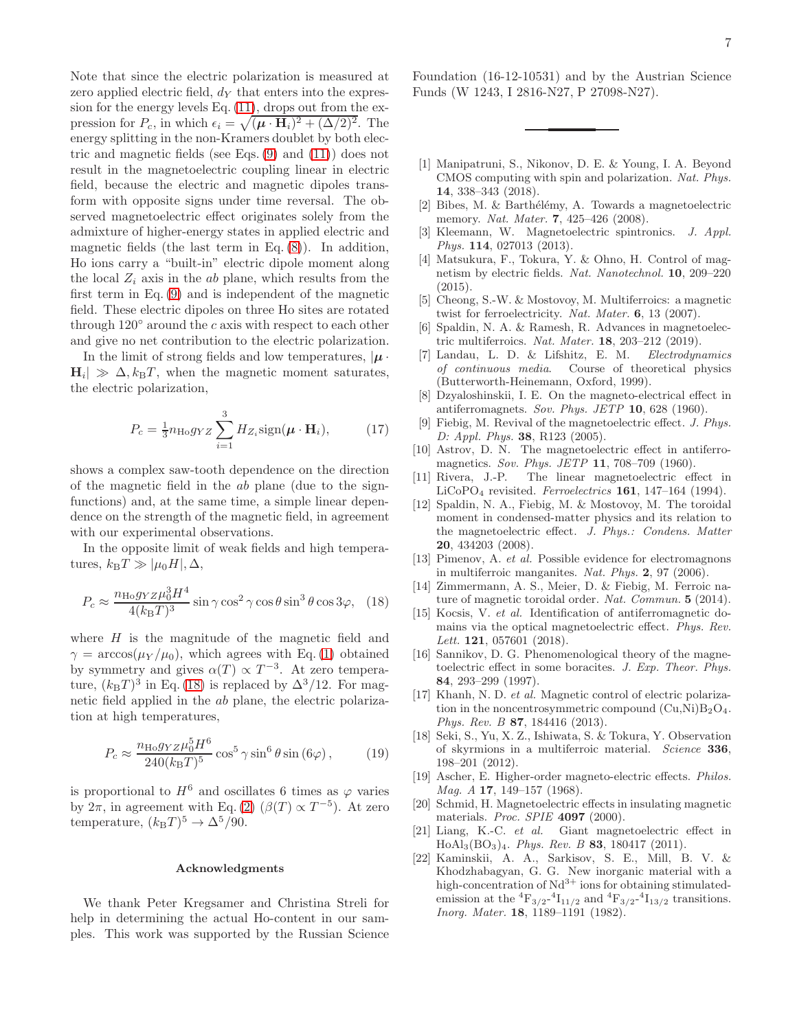Note that since the electric polarization is measured at zero applied electric field, $d_Y$ that enters into the expression for the energy levels Eq. (11), drops out from the expression for $P_c$, in which $\epsilon_i = \sqrt{(\boldsymbol{\mu} \cdot \mathbf{H}_i)^2 + (\Delta/2)^2}$. The energy splitting in the non-Kramers doublet by both electric and magnetic fields (see Eqs. (9) and (11)) does not result in the magnetoelectric coupling linear in electric field, because the electric and magnetic dipoles transform with opposite signs under time reversal. The observed magnetoelectric effect originates solely from the admixture of higher-energy states in applied electric and magnetic fields (the last term in Eq. (8)). In addition, Ho ions carry a "built-in" electric dipole moment along the local $Z_i$ axis in the $ab$ plane, which results from the first term in Eq. (9) and is independent of the magnetic field. These electric dipoles on three Ho sites are rotated through 120° around the $c$ axis with respect to each other and give no net contribution to the electric polarization.

In the limit of strong fields and low temperatures, $|\boldsymbol{\mu} \cdot \mathbf{H}_i| \gg \Delta, k_\mathrm{B}T$, when the magnetic moment saturates, the electric polarization,

$$P_c = \tfrac{1}{3} n_\mathrm{Ho} g_{YZ} \sum_{i=1}^{3} H_{Z_i} \mathrm{sign}(\boldsymbol{\mu} \cdot \mathbf{H}_i), \qquad (17)$$

shows a complex saw-tooth dependence on the direction of the magnetic field in the $ab$ plane (due to the sign-functions) and, at the same time, a simple linear dependence on the strength of the magnetic field, in agreement with our experimental observations.

In the opposite limit of weak fields and high temperatures, $k_\mathrm{B}T \gg |\mu_0 H|, \Delta$,

$$P_c \approx \frac{n_\mathrm{Ho} g_{YZ} \mu_0^3 H^4}{4(k_\mathrm{B}T)^3} \sin\gamma \cos^2\gamma \cos\theta \sin^3\theta \cos 3\varphi, \quad (18)$$

where $H$ is the magnitude of the magnetic field and $\gamma = \arccos(\mu_Y/\mu_0)$, which agrees with Eq. (1) obtained by symmetry and gives $\alpha(T) \propto T^{-3}$. At zero temperature, $(k_\mathrm{B}T)^3$ in Eq. (18) is replaced by $\Delta^3/12$. For magnetic field applied in the $ab$ plane, the electric polarization at high temperatures,

$$P_c \approx \frac{n_\mathrm{Ho} g_{YZ} \mu_0^5 H^6}{240(k_\mathrm{B}T)^5} \cos^5\gamma \sin^6\theta \sin(6\varphi), \qquad (19)$$

is proportional to $H^6$ and oscillates 6 times as $\varphi$ varies by $2\pi$, in agreement with Eq. (2) ($\beta(T) \propto T^{-5}$). At zero temperature, $(k_\mathrm{B}T)^5 \to \Delta^5/90$.

#### Acknowledgments

We thank Peter Kregsamer and Christina Streli for help in determining the actual Ho-content in our samples. This work was supported by the Russian Science Foundation (16-12-10531) and by the Austrian Science Funds (W 1243, I 2816-N27, P 27098-N27).

---

[1] Manipatruni, S., Nikonov, D. E. & Young, I. A. Beyond CMOS computing with spin and polarization. *Nat. Phys.* **14**, 338–343 (2018).

[2] Bibes, M. & Barthélémy, A. Towards a magnetoelectric memory. *Nat. Mater.* **7**, 425–426 (2008).

[3] Kleemann, W. Magnetoelectric spintronics. *J. Appl. Phys.* **114**, 027013 (2013).

[4] Matsukura, F., Tokura, Y. & Ohno, H. Control of magnetism by electric fields. *Nat. Nanotechnol.* **10**, 209–220 (2015).

[5] Cheong, S.-W. & Mostovoy, M. Multiferroics: a magnetic twist for ferroelectricity. *Nat. Mater.* **6**, 13 (2007).

[6] Spaldin, N. A. & Ramesh, R. Advances in magnetoelectric multiferroics. *Nat. Mater.* **18**, 203–212 (2019).

[7] Landau, L. D. & Lifshitz, E. M. *Electrodynamics of continuous media*. Course of theoretical physics (Butterworth-Heinemann, Oxford, 1999).

[8] Dzyaloshinskii, I. E. On the magneto-electrical effect in antiferromagnets. *Sov. Phys. JETP* **10**, 628 (1960).

[9] Fiebig, M. Revival of the magnetoelectric effect. *J. Phys. D: Appl. Phys.* **38**, R123 (2005).

[10] Astrov, D. N. The magnetoelectric effect in antiferromagnetics. *Sov. Phys. JETP* **11**, 708–709 (1960).

[11] Rivera, J.-P. The linear magnetoelectric effect in $LiCoPO_4$ revisited. *Ferroelectrics* **161**, 147–164 (1994).

[12] Spaldin, N. A., Fiebig, M. & Mostovoy, M. The toroidal moment in condensed-matter physics and its relation to the magnetoelectric effect. *J. Phys.: Condens. Matter* **20**, 434203 (2008).

[13] Pimenov, A. *et al.* Possible evidence for electromagnons in multiferroic manganites. *Nat. Phys.* **2**, 97 (2006).

[14] Zimmermann, A. S., Meier, D. & Fiebig, M. Ferroic nature of magnetic toroidal order. *Nat. Commun.* **5** (2014).

[15] Kocsis, V. *et al.* Identification of antiferromagnetic domains via the optical magnetoelectric effect. *Phys. Rev. Lett.* **121**, 057601 (2018).

[16] Sannikov, D. G. Phenomenological theory of the magnetoelectric effect in some boracites. *J. Exp. Theor. Phys.* **84**, 293–299 (1997).

[17] Khanh, N. D. *et al.* Magnetic control of electric polarization in the noncentrosymmetric compound $(Cu,Ni)B_2O_4$. *Phys. Rev. B* **87**, 184416 (2013).

[18] Seki, S., Yu, X. Z., Ishiwata, S. & Tokura, Y. Observation of skyrmions in a multiferroic material. *Science* **336**, 198–201 (2012).

[19] Ascher, E. Higher-order magneto-electric effects. *Philos. Mag. A* **17**, 149–157 (1968).

[20] Schmid, H. Magnetoelectric effects in insulating magnetic materials. *Proc. SPIE* **4097** (2000).

[21] Liang, K.-C. *et al.* Giant magnetoelectric effect in $HoAl_3(BO_3)_4$. *Phys. Rev. B* **83**, 180417 (2011).

[22] Kaminskii, A. A., Sarkisov, S. E., Mill, B. V. & Khodzhabagyan, G. G. New inorganic material with a high-concentration of $Nd^{3+}$ ions for obtaining stimulated-emission at the $^4F_{3/2}$-$^4I_{11/2}$ and $^4F_{3/2}$-$^4I_{13/2}$ transitions. *Inorg. Mater.* **18**, 1189–1191 (1982).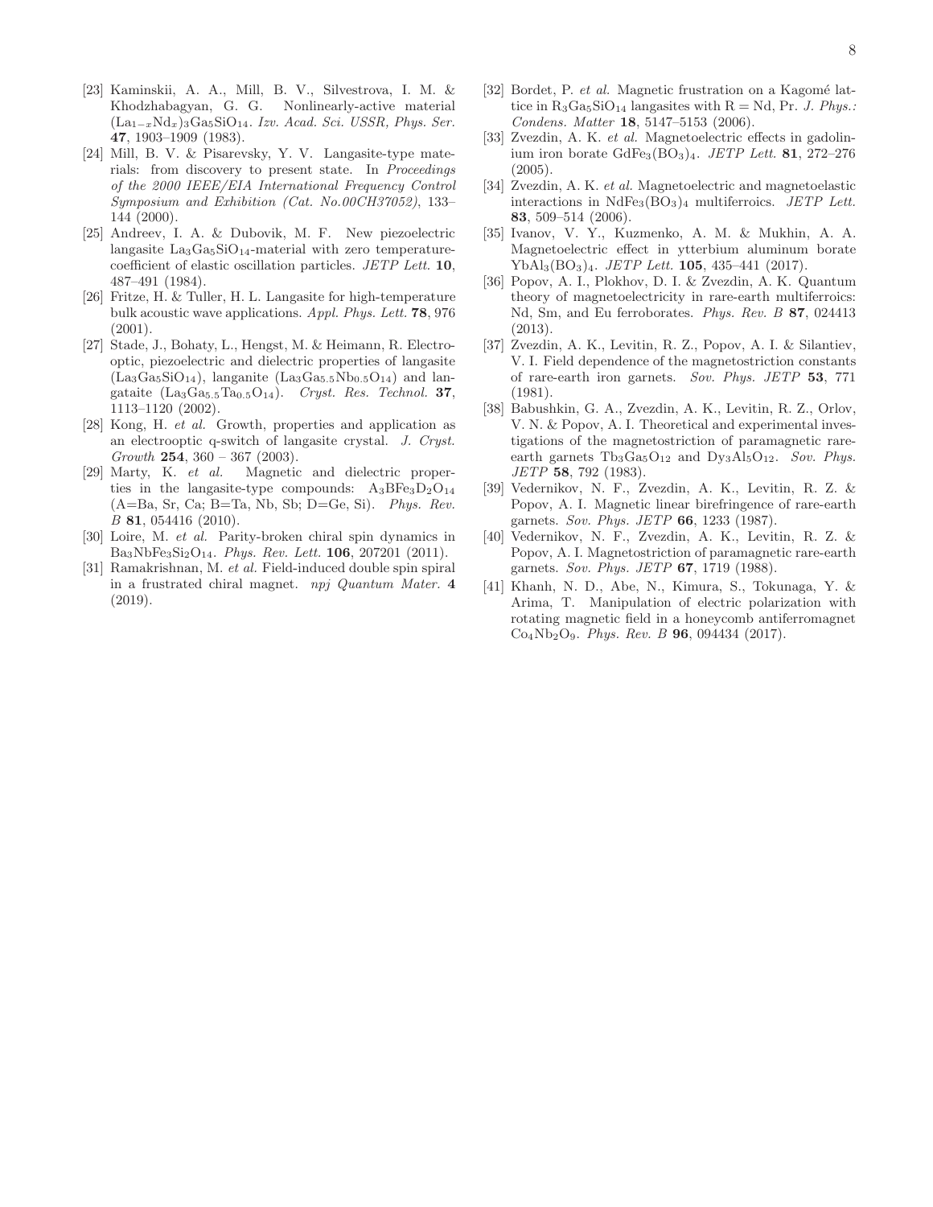[23] Kaminskii, A. A., Mill, B. V., Silvestrova, I. M. & Khodzhabagyan, G. G. Nonlinearly-active material $(La_{1-x}Nd_x)_3Ga_5SiO_{14}$. *Izv. Acad. Sci. USSR, Phys. Ser.* **47**, 1903–1909 (1983).

[24] Mill, B. V. & Pisarevsky, Y. V. Langasite-type materials: from discovery to present state. In *Proceedings of the 2000 IEEE/EIA International Frequency Control Symposium and Exhibition (Cat. No.00CH37052)*, 133–144 (2000).

[25] Andreev, I. A. & Dubovik, M. F. New piezoelectric langasite $La_3Ga_5SiO_{14}$-material with zero temperature-coefficient of elastic oscillation particles. *JETP Lett.* **10**, 487–491 (1984).

[26] Fritze, H. & Tuller, H. L. Langasite for high-temperature bulk acoustic wave applications. *Appl. Phys. Lett.* **78**, 976 (2001).

[27] Stade, J., Bohaty, L., Hengst, M. & Heimann, R. Electro-optic, piezoelectric and dielectric properties of langasite ($La_3Ga_5SiO_{14}$), langanite ($La_3Ga_{5.5}Nb_{0.5}O_{14}$) and langataite ($La_3Ga_{5.5}Ta_{0.5}O_{14}$). *Cryst. Res. Technol.* **37**, 1113–1120 (2002).

[28] Kong, H. *et al.* Growth, properties and application as an electrooptic q-switch of langasite crystal. *J. Cryst. Growth* **254**, 360 – 367 (2003).

[29] Marty, K. *et al.* Magnetic and dielectric properties in the langasite-type compounds: $A_3BFe_3D_2O_{14}$ (A=Ba, Sr, Ca; B=Ta, Nb, Sb; D=Ge, Si). *Phys. Rev. B* **81**, 054416 (2010).

[30] Loire, M. *et al.* Parity-broken chiral spin dynamics in $Ba_3NbFe_3Si_2O_{14}$. *Phys. Rev. Lett.* **106**, 207201 (2011).

[31] Ramakrishnan, M. *et al.* Field-induced double spin spiral in a frustrated chiral magnet. *npj Quantum Mater.* **4** (2019).

[32] Bordet, P. *et al.* Magnetic frustration on a Kagomé lattice in $R_3Ga_5SiO_{14}$ langasites with R = Nd, Pr. *J. Phys.: Condens. Matter* **18**, 5147–5153 (2006).

[33] Zvezdin, A. K. *et al.* Magnetoelectric effects in gadolinium iron borate $GdFe_3(BO_3)_4$. *JETP Lett.* **81**, 272–276 (2005).

[34] Zvezdin, A. K. *et al.* Magnetoelectric and magnetoelastic interactions in $NdFe_3(BO_3)_4$ multiferroics. *JETP Lett.* **83**, 509–514 (2006).

[35] Ivanov, V. Y., Kuzmenko, A. M. & Mukhin, A. A. Magnetoelectric effect in ytterbium aluminum borate $YbAl_3(BO_3)_4$. *JETP Lett.* **105**, 435–441 (2017).

[36] Popov, A. I., Plokhov, D. I. & Zvezdin, A. K. Quantum theory of magnetoelectricity in rare-earth multiferroics: Nd, Sm, and Eu ferroborates. *Phys. Rev. B* **87**, 024413 (2013).

[37] Zvezdin, A. K., Levitin, R. Z., Popov, A. I. & Silantiev, V. I. Field dependence of the magnetostriction constants of rare-earth iron garnets. *Sov. Phys. JETP* **53**, 771 (1981).

[38] Babushkin, G. A., Zvezdin, A. K., Levitin, R. Z., Orlov, V. N. & Popov, A. I. Theoretical and experimental investigations of the magnetostriction of paramagnetic rare-earth garnets $Tb_3Ga_5O_{12}$ and $Dy_3Al_5O_{12}$. *Sov. Phys. JETP* **58**, 792 (1983).

[39] Vedernikov, N. F., Zvezdin, A. K., Levitin, R. Z. & Popov, A. I. Magnetic linear birefringence of rare-earth garnets. *Sov. Phys. JETP* **66**, 1233 (1987).

[40] Vedernikov, N. F., Zvezdin, A. K., Levitin, R. Z. & Popov, A. I. Magnetostriction of paramagnetic rare-earth garnets. *Sov. Phys. JETP* **67**, 1719 (1988).

[41] Khanh, N. D., Abe, N., Kimura, S., Tokunaga, Y. & Arima, T. Manipulation of electric polarization with rotating magnetic field in a honeycomb antiferromagnet $Co_4Nb_2O_9$. *Phys. Rev. B* **96**, 094434 (2017).